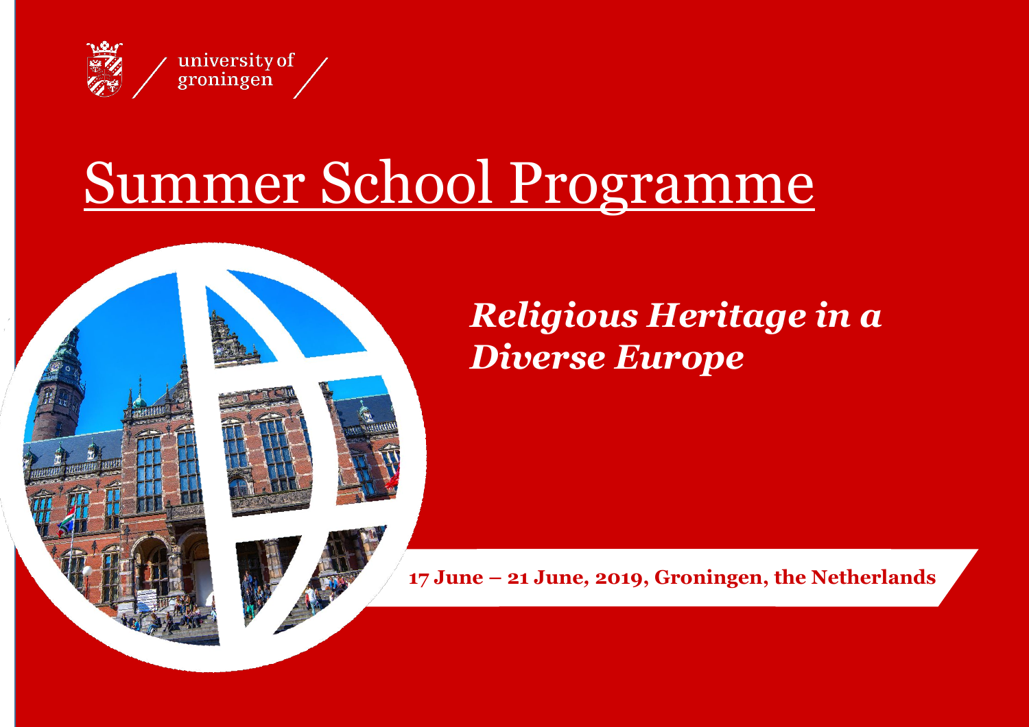university of groningen

# Summer School Programme

## ***Religious Heritage in a Diverse Europe***

**17 June – 21 June, 2019, Groningen, the Netherlands**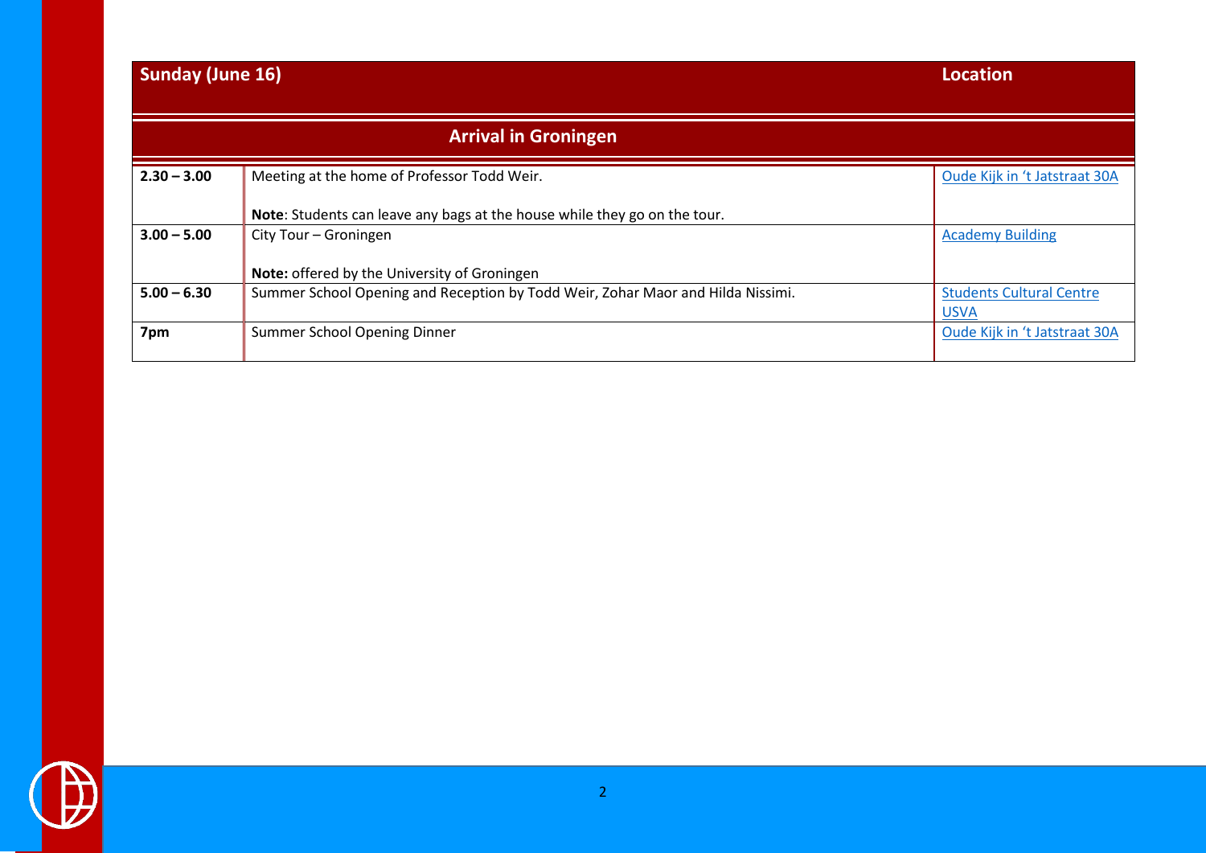| Sunday (June 16) | | Location |
| --- | --- | --- |
| **Arrival in Groningen** | | |
| **2.30 – 3.00** | Meeting at the home of Professor Todd Weir.<br><br>**Note**: Students can leave any bags at the house while they go on the tour. | Oude Kijk in 't Jatstraat 30A |
| **3.00 – 5.00** | City Tour – Groningen<br><br>**Note:** offered by the University of Groningen | Academy Building |
| **5.00 – 6.30** | Summer School Opening and Reception by Todd Weir, Zohar Maor and Hilda Nissimi. | Students Cultural Centre USVA |
| **7pm** | Summer School Opening Dinner | Oude Kijk in 't Jatstraat 30A |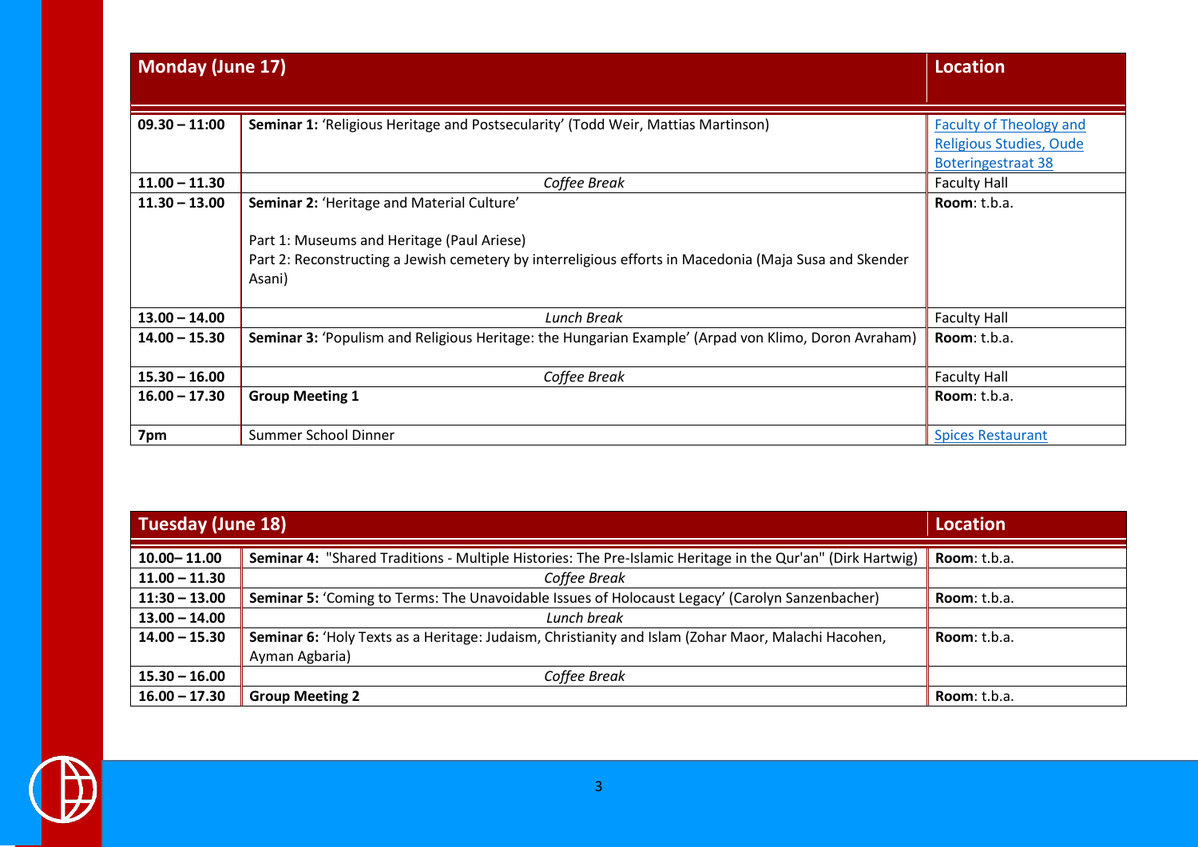| Monday (June 17) | | Location |
|---|---|---|
| **09.30 – 11:00** | **Seminar 1:** 'Religious Heritage and Postsecularity' (Todd Weir, Mattias Martinson) | Faculty of Theology and Religious Studies, Oude Boteringestraat 38 |
| **11.00 – 11.30** | *Coffee Break* | Faculty Hall |
| **11.30 – 13.00** | **Seminar 2:** 'Heritage and Material Culture'<br><br>Part 1: Museums and Heritage (Paul Ariese)<br>Part 2: Reconstructing a Jewish cemetery by interreligious efforts in Macedonia (Maja Susa and Skender Asani) | **Room**: t.b.a. |
| **13.00 – 14.00** | *Lunch Break* | Faculty Hall |
| **14.00 – 15.30** | **Seminar 3:** 'Populism and Religious Heritage: the Hungarian Example' (Arpad von Klimo, Doron Avraham) | **Room**: t.b.a. |
| **15.30 – 16.00** | *Coffee Break* | Faculty Hall |
| **16.00 – 17.30** | **Group Meeting 1** | **Room**: t.b.a. |
| **7pm** | Summer School Dinner | Spices Restaurant |

| Tuesday (June 18) | | Location |
|---|---|---|
| **10.00– 11.00** | **Seminar 4:** "Shared Traditions - Multiple Histories: The Pre-Islamic Heritage in the Qur'an" (Dirk Hartwig) | **Room**: t.b.a. |
| **11.00 – 11.30** | *Coffee Break* | |
| **11:30 – 13.00** | **Seminar 5:** 'Coming to Terms: The Unavoidable Issues of Holocaust Legacy' (Carolyn Sanzenbacher) | **Room**: t.b.a. |
| **13.00 – 14.00** | *Lunch break* | |
| **14.00 – 15.30** | **Seminar 6:** 'Holy Texts as a Heritage: Judaism, Christianity and Islam (Zohar Maor, Malachi Hacohen, Ayman Agbaria) | **Room**: t.b.a. |
| **15.30 – 16.00** | *Coffee Break* | |
| **16.00 – 17.30** | **Group Meeting 2** | **Room**: t.b.a. |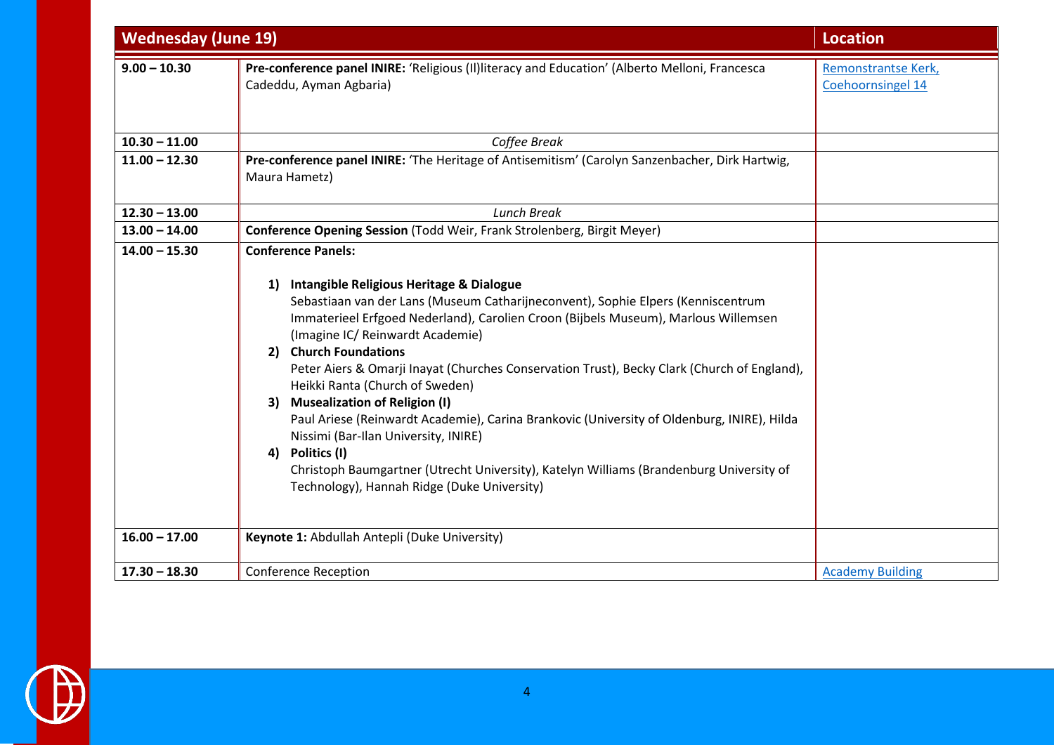| Wednesday (June 19) | | Location |
|---|---|---|
| **9.00 – 10.30** | **Pre-conference panel INIRE:** 'Religious (Il)literacy and Education' (Alberto Melloni, Francesca Cadeddu, Ayman Agbaria) | Remonstrantse Kerk, Coehoornsingel 14 |
| **10.30 – 11.00** | *Coffee Break* | |
| **11.00 – 12.30** | **Pre-conference panel INIRE:** 'The Heritage of Antisemitism' (Carolyn Sanzenbacher, Dirk Hartwig, Maura Hametz) | |
| **12.30 – 13.00** | *Lunch Break* | |
| **13.00 – 14.00** | **Conference Opening Session** (Todd Weir, Frank Strolenberg, Birgit Meyer) | |
| **14.00 – 15.30** | **Conference Panels:**<br><br>**1) Intangible Religious Heritage & Dialogue**<br>Sebastiaan van der Lans (Museum Catharijneconvent), Sophie Elpers (Kenniscentrum Immaterieel Erfgoed Nederland), Carolien Croon (Bijbels Museum), Marlous Willemsen (Imagine IC/ Reinwardt Academie)<br>**2) Church Foundations**<br>Peter Aiers & Omarji Inayat (Churches Conservation Trust), Becky Clark (Church of England), Heikki Ranta (Church of Sweden)<br>**3) Musealization of Religion (I)**<br>Paul Ariese (Reinwardt Academie), Carina Brankovic (University of Oldenburg, INIRE), Hilda Nissimi (Bar-Ilan University, INIRE)<br>**4) Politics (I)**<br>Christoph Baumgartner (Utrecht University), Katelyn Williams (Brandenburg University of Technology), Hannah Ridge (Duke University) | |
| **16.00 – 17.00** | **Keynote 1:** Abdullah Antepli (Duke University) | |
| **17.30 – 18.30** | Conference Reception | Academy Building |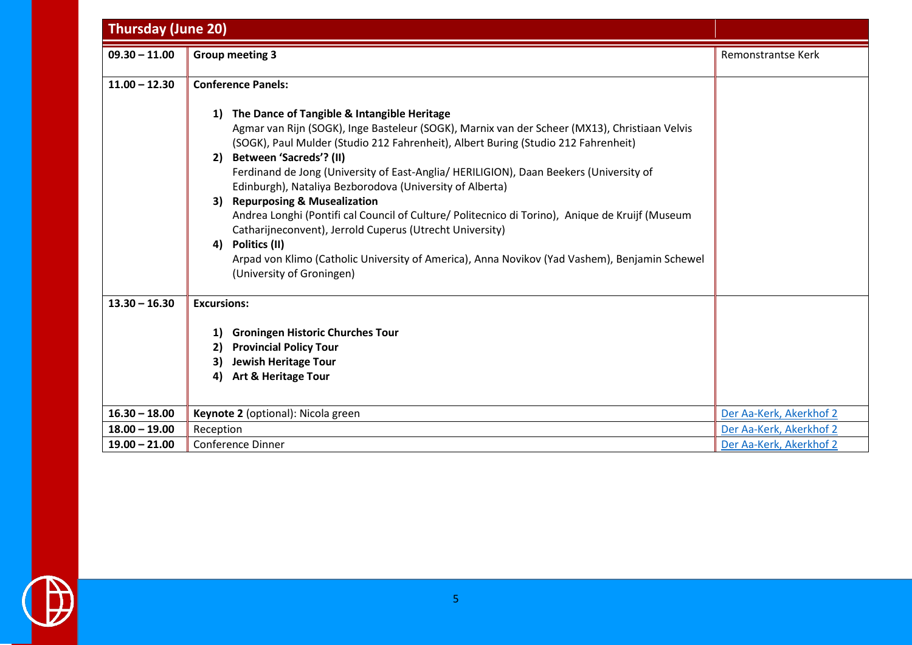| Thursday (June 20) | | |
|---|---|---|
| **09.30 – 11.00** | **Group meeting 3** | Remonstrantse Kerk |
| **11.00 – 12.30** | **Conference Panels:**<br><br>1) **The Dance of Tangible & Intangible Heritage**<br>Agmar van Rijn (SOGK), Inge Basteleur (SOGK), Marnix van der Scheer (MX13), Christiaan Velvis (SOGK), Paul Mulder (Studio 212 Fahrenheit), Albert Buring (Studio 212 Fahrenheit)<br>2) **Between 'Sacreds'? (II)**<br>Ferdinand de Jong (University of East-Anglia/ HERILIGION), Daan Beekers (University of Edinburgh), Nataliya Bezborodova (University of Alberta)<br>3) **Repurposing & Musealization**<br>Andrea Longhi (Pontifi cal Council of Culture/ Politecnico di Torino), Anique de Kruijf (Museum Catharijneconvent), Jerrold Cuperus (Utrecht University)<br>4) **Politics (II)**<br>Arpad von Klimo (Catholic University of America), Anna Novikov (Yad Vashem), Benjamin Schewel (University of Groningen) | |
| **13.30 – 16.30** | **Excursions:**<br><br>1) **Groningen Historic Churches Tour**<br>2) **Provincial Policy Tour**<br>3) **Jewish Heritage Tour**<br>4) **Art & Heritage Tour** | |
| **16.30 – 18.00** | **Keynote 2** (optional): Nicola green | Der Aa-Kerk, Akerkhof 2 |
| **18.00 – 19.00** | Reception | Der Aa-Kerk, Akerkhof 2 |
| **19.00 – 21.00** | Conference Dinner | Der Aa-Kerk, Akerkhof 2 |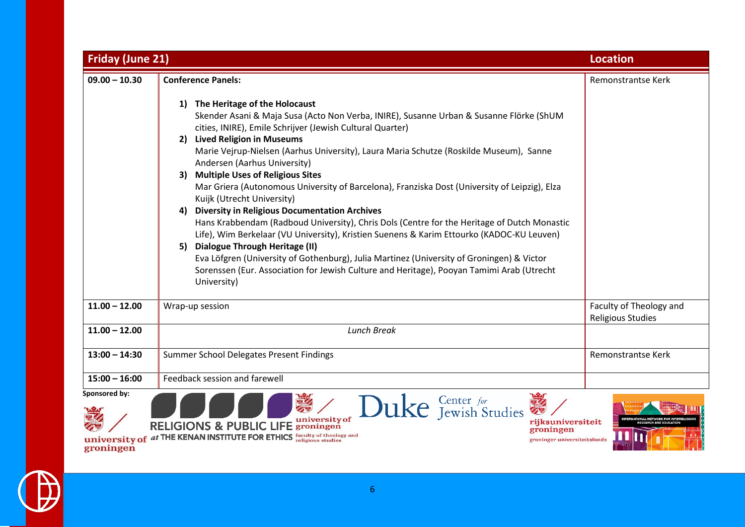| Friday (June 21) | | Location |
|---|---|---|
| **09.00 – 10.30** | **Conference Panels:**<br><br>1) **The Heritage of the Holocaust**<br>Skender Asani & Maja Susa (Acto Non Verba, INIRE), Susanne Urban & Susanne Flörke (ShUM cities, INIRE), Emile Schrijver (Jewish Cultural Quarter)<br>2) **Lived Religion in Museums**<br>Marie Vejrup-Nielsen (Aarhus University), Laura Maria Schutze (Roskilde Museum), Sanne Andersen (Aarhus University)<br>3) **Multiple Uses of Religious Sites**<br>Mar Griera (Autonomous University of Barcelona), Franziska Dost (University of Leipzig), Elza Kuijk (Utrecht University)<br>4) **Diversity in Religious Documentation Archives**<br>Hans Krabbendam (Radboud University), Chris Dols (Centre for the Heritage of Dutch Monastic Life), Wim Berkelaar (VU University), Kristien Suenens & Karim Ettourko (KADOC-KU Leuven)<br>5) **Dialogue Through Heritage (II)**<br>Eva Löfgren (University of Gothenburg), Julia Martinez (University of Groningen) & Victor Sorenssen (Eur. Association for Jewish Culture and Heritage), Pooyan Tamimi Arab (Utrecht University) | Remonstrantse Kerk |
| **11.00 – 12.00** | Wrap-up session | Faculty of Theology and Religious Studies |
| **11.00 – 12.00** | *Lunch Break* | |
| **13:00 – 14:30** | Summer School Delegates Present Findings | Remonstrantse Kerk |
| **15:00 – 16:00** | Feedback session and farewell | |

**Sponsored by:**

university of groningen

RELIGIONS & PUBLIC LIFE at THE KENAN INSTITUTE FOR ETHICS

university of groningen – faculty of theology and religious studies

Duke Center for Jewish Studies

rijksuniversiteit groningen – groninger universiteitsfonds

INTERNATIONAL NETWORK FOR INTERRELIGIOUS RESEARCH AND EDUCATION